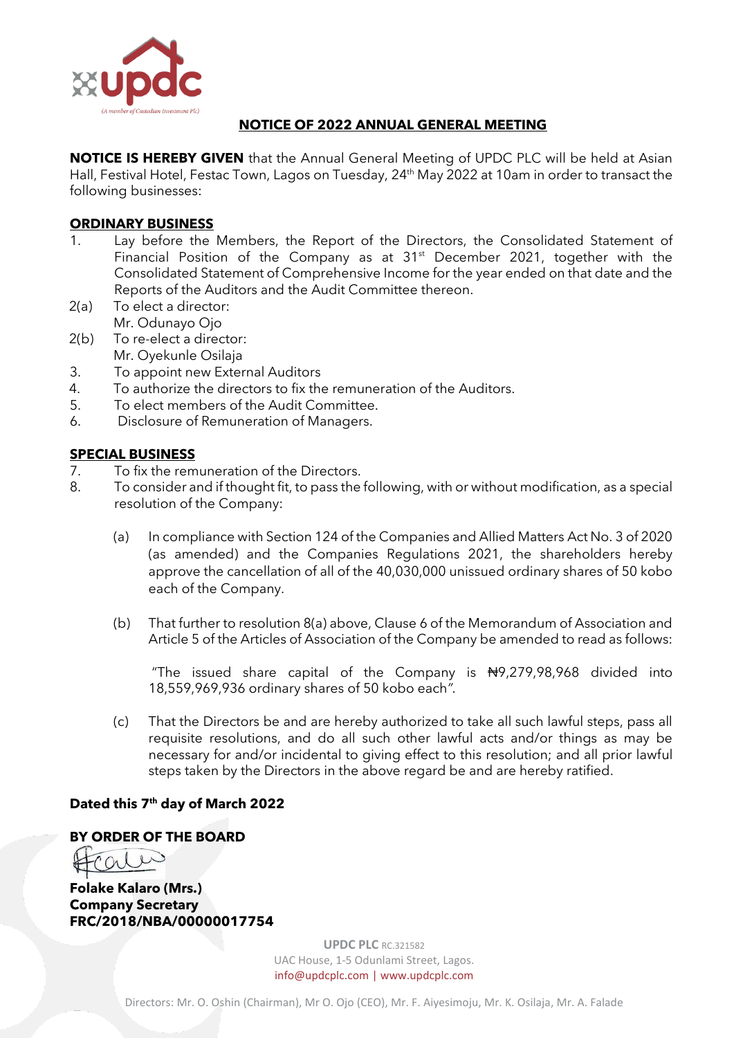## NOTICE OF 2022 ANNUAL GENERAL MEETING

**NOTICE IS HEREBY GIVEN** that the Annual General Meeting of UPDC PLC will be held at Asian Hall, Festival Hotel, Festac Town, Lagos on Tuesday, 24th May 2022 at 10am in order to transact the following businesses:

### ORDINARY BUSINESS

1. Lay before the Members, the Report of the Directors, the Consolidated Statement of Financial Position of the Company as at 31st December 2021, together with the Consolidated Statement of Comprehensive Income for the year ended on that date and the Reports of the Auditors and the Audit Committee thereon.

2(a) To elect a director:
Mr. Odunayo Ojo

2(b) To re-elect a director:
Mr. Oyekunle Osilaja

3. To appoint new External Auditors
4. To authorize the directors to fix the remuneration of the Auditors.
5. To elect members of the Audit Committee.
6. Disclosure of Remuneration of Managers.

### SPECIAL BUSINESS

7. To fix the remuneration of the Directors.
8. To consider and if thought fit, to pass the following, with or without modification, as a special resolution of the Company:

   (a) In compliance with Section 124 of the Companies and Allied Matters Act No. 3 of 2020 (as amended) and the Companies Regulations 2021, the shareholders hereby approve the cancellation of all of the 40,030,000 unissued ordinary shares of 50 kobo each of the Company.

   (b) That further to resolution 8(a) above, Clause 6 of the Memorandum of Association and Article 5 of the Articles of Association of the Company be amended to read as follows:

   "The issued share capital of the Company is ₦9,279,98,968 divided into 18,559,969,936 ordinary shares of 50 kobo each".

   (c) That the Directors be and are hereby authorized to take all such lawful steps, pass all requisite resolutions, and do all such other lawful acts and/or things as may be necessary for and/or incidental to giving effect to this resolution; and all prior lawful steps taken by the Directors in the above regard be and are hereby ratified.

**Dated this 7th day of March 2022**

**BY ORDER OF THE BOARD**

**Folake Kalaro (Mrs.)**
**Company Secretary**
**FRC/2018/NBA/00000017754**

**UPDC PLC** RC.321582
UAC House, 1-5 Odunlami Street, Lagos.
info@updcplc.com | www.updcplc.com

Directors: Mr. O. Oshin (Chairman), Mr O. Ojo (CEO), Mr. F. Aiyesimoju, Mr. K. Osilaja, Mr. A. Falade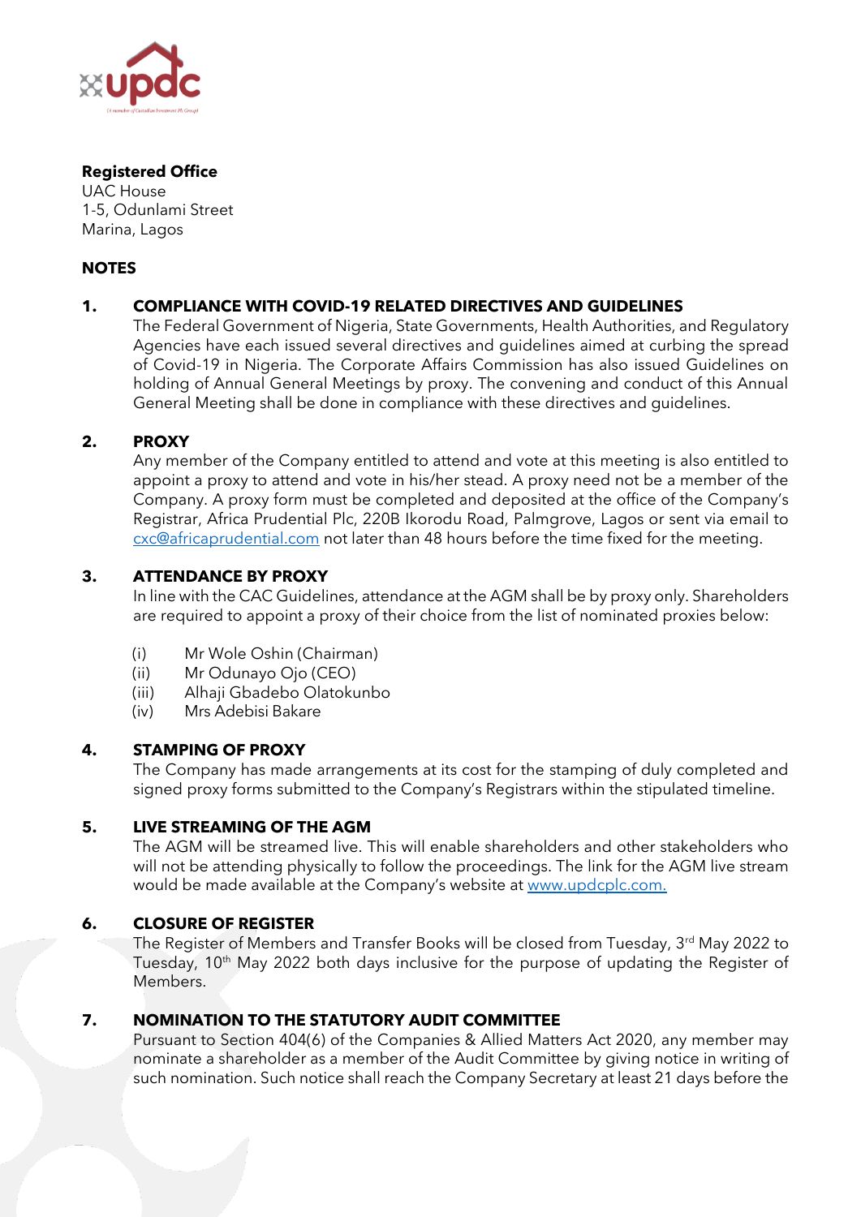**Registered Office**
UAC House
1-5, Odunlami Street
Marina, Lagos

**NOTES**

1. **COMPLIANCE WITH COVID-19 RELATED DIRECTIVES AND GUIDELINES**
The Federal Government of Nigeria, State Governments, Health Authorities, and Regulatory Agencies have each issued several directives and guidelines aimed at curbing the spread of Covid-19 in Nigeria. The Corporate Affairs Commission has also issued Guidelines on holding of Annual General Meetings by proxy. The convening and conduct of this Annual General Meeting shall be done in compliance with these directives and guidelines.

2. **PROXY**
Any member of the Company entitled to attend and vote at this meeting is also entitled to appoint a proxy to attend and vote in his/her stead. A proxy need not be a member of the Company. A proxy form must be completed and deposited at the office of the Company's Registrar, Africa Prudential Plc, 220B Ikorodu Road, Palmgrove, Lagos or sent via email to cxc@africaprudential.com not later than 48 hours before the time fixed for the meeting.

3. **ATTENDANCE BY PROXY**
In line with the CAC Guidelines, attendance at the AGM shall be by proxy only. Shareholders are required to appoint a proxy of their choice from the list of nominated proxies below:

   (i) Mr Wole Oshin (Chairman)
   (ii) Mr Odunayo Ojo (CEO)
   (iii) Alhaji Gbadebo Olatokunbo
   (iv) Mrs Adebisi Bakare

4. **STAMPING OF PROXY**
The Company has made arrangements at its cost for the stamping of duly completed and signed proxy forms submitted to the Company's Registrars within the stipulated timeline.

5. **LIVE STREAMING OF THE AGM**
The AGM will be streamed live. This will enable shareholders and other stakeholders who will not be attending physically to follow the proceedings. The link for the AGM live stream would be made available at the Company's website at www.updcplc.com.

6. **CLOSURE OF REGISTER**
The Register of Members and Transfer Books will be closed from Tuesday, 3rd May 2022 to Tuesday, 10th May 2022 both days inclusive for the purpose of updating the Register of Members.

7. **NOMINATION TO THE STATUTORY AUDIT COMMITTEE**
Pursuant to Section 404(6) of the Companies & Allied Matters Act 2020, any member may nominate a shareholder as a member of the Audit Committee by giving notice in writing of such nomination. Such notice shall reach the Company Secretary at least 21 days before the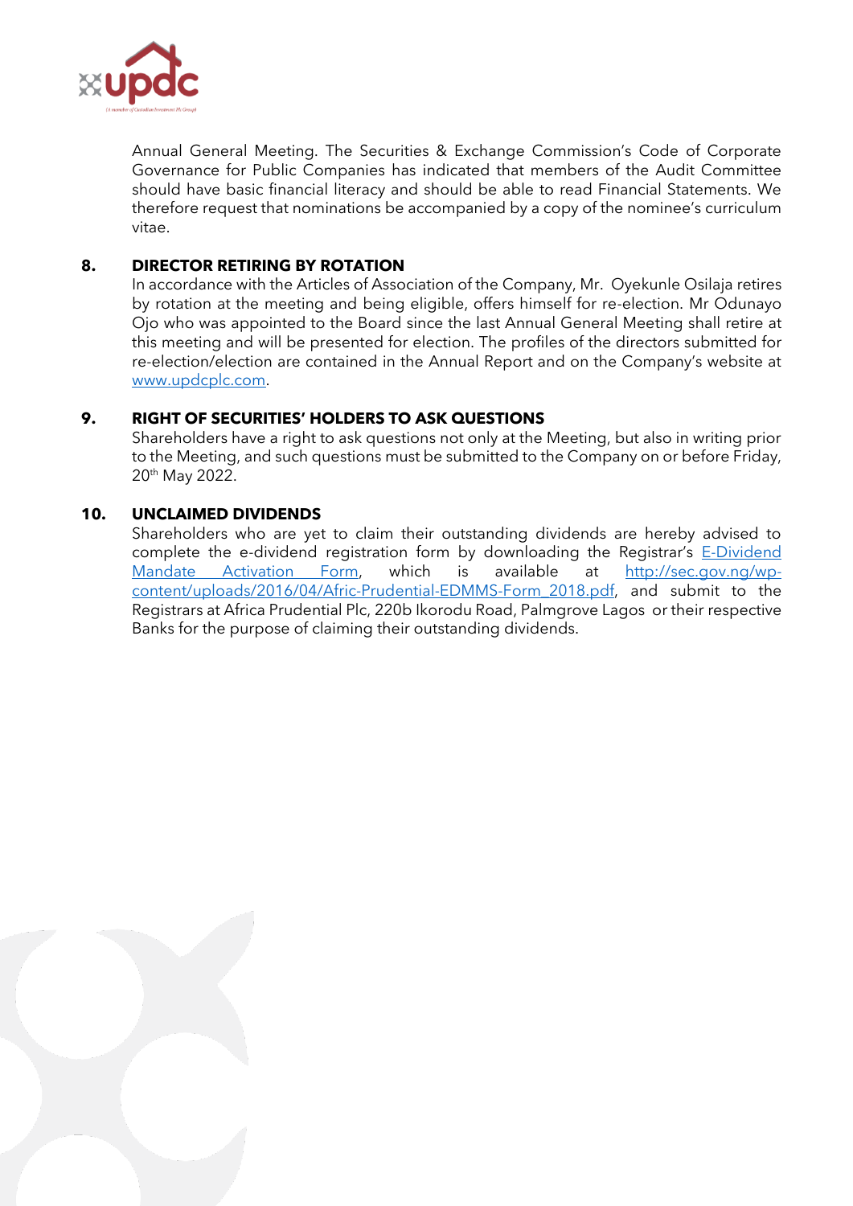Annual General Meeting. The Securities & Exchange Commission's Code of Corporate Governance for Public Companies has indicated that members of the Audit Committee should have basic financial literacy and should be able to read Financial Statements. We therefore request that nominations be accompanied by a copy of the nominee's curriculum vitae.

**8. DIRECTOR RETIRING BY ROTATION**

In accordance with the Articles of Association of the Company, Mr. Oyekunle Osilaja retires by rotation at the meeting and being eligible, offers himself for re-election. Mr Odunayo Ojo who was appointed to the Board since the last Annual General Meeting shall retire at this meeting and will be presented for election. The profiles of the directors submitted for re-election/election are contained in the Annual Report and on the Company's website at [www.updcplc.com](http://www.updcplc.com).

**9. RIGHT OF SECURITIES' HOLDERS TO ASK QUESTIONS**

Shareholders have a right to ask questions not only at the Meeting, but also in writing prior to the Meeting, and such questions must be submitted to the Company on or before Friday, 20th May 2022.

**10. UNCLAIMED DIVIDENDS**

Shareholders who are yet to claim their outstanding dividends are hereby advised to complete the e-dividend registration form by downloading the Registrar's [E-Dividend Mandate Activation Form](http://sec.gov.ng/wp-content/uploads/2016/04/Afric-Prudential-EDMMS-Form_2018.pdf), which is available at [http://sec.gov.ng/wp-content/uploads/2016/04/Afric-Prudential-EDMMS-Form_2018.pdf](http://sec.gov.ng/wp-content/uploads/2016/04/Afric-Prudential-EDMMS-Form_2018.pdf), and submit to the Registrars at Africa Prudential Plc, 220b Ikorodu Road, Palmgrove Lagos or their respective Banks for the purpose of claiming their outstanding dividends.